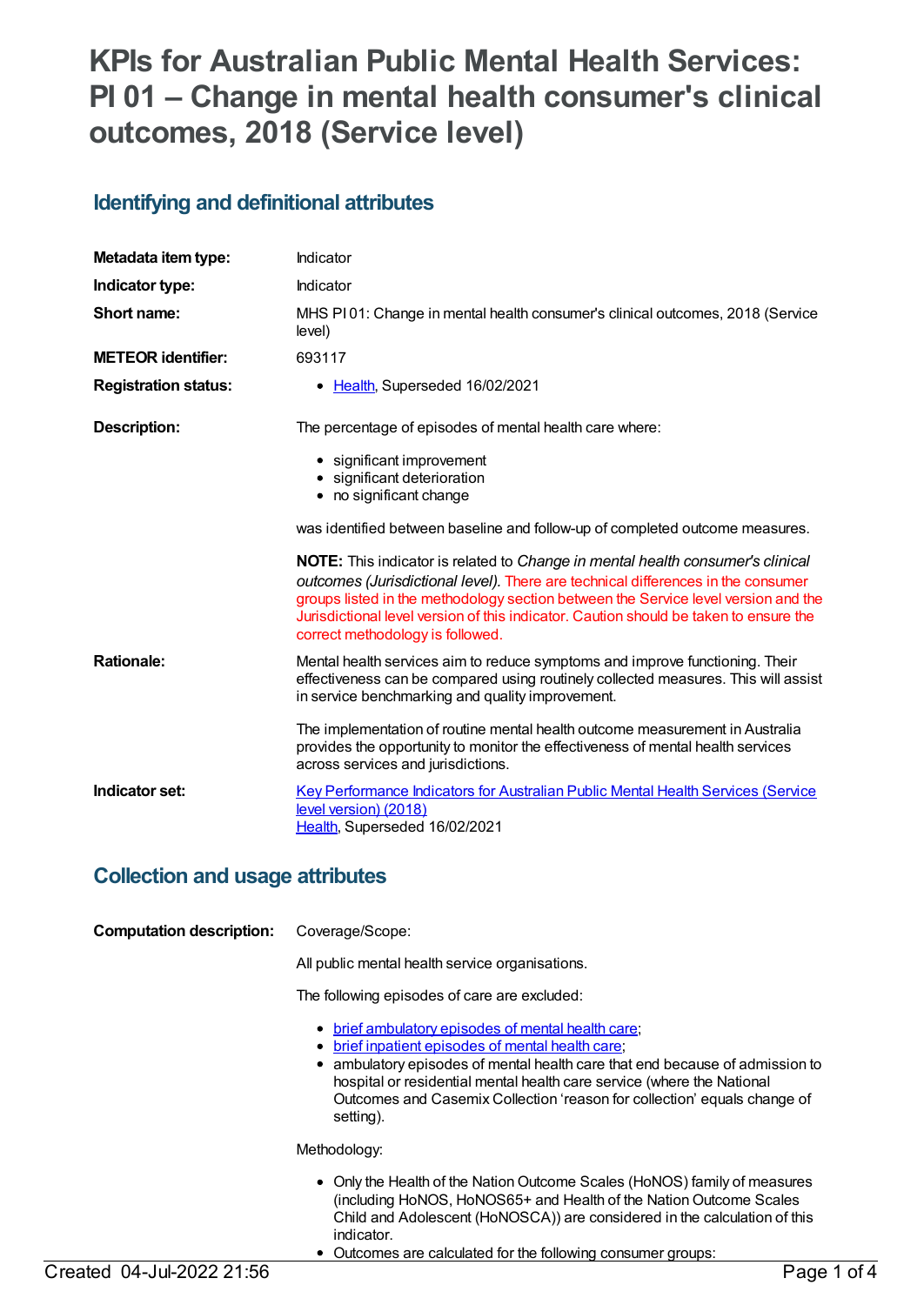# KPIs for Australian Public Mental Health Services: PI 01 – Change in mental health consumer's clinical outcomes, 2018 (Service level)

## Identifying and definitional attributes

| | |
|---|---|
| **Metadata item type:** | Indicator |
| **Indicator type:** | Indicator |
| **Short name:** | MHS PI 01: Change in mental health consumer's clinical outcomes, 2018 (Service level) |
| **METEOR identifier:** | 693117 |
| **Registration status:** | Health, Superseded 16/02/2021 |

**Description:**

The percentage of episodes of mental health care where:

- significant improvement
- significant deterioration
- no significant change

was identified between baseline and follow-up of completed outcome measures.

**NOTE:** This indicator is related to *Change in mental health consumer's clinical outcomes (Jurisdictional level).* There are technical differences in the consumer groups listed in the methodology section between the Service level version and the Jurisdictional level version of this indicator. Caution should be taken to ensure the correct methodology is followed.

**Rationale:**

Mental health services aim to reduce symptoms and improve functioning. Their effectiveness can be compared using routinely collected measures. This will assist in service benchmarking and quality improvement.

The implementation of routine mental health outcome measurement in Australia provides the opportunity to monitor the effectiveness of mental health services across services and jurisdictions.

**Indicator set:**

Key Performance Indicators for Australian Public Mental Health Services (Service level version) (2018)
Health, Superseded 16/02/2021

## Collection and usage attributes

**Computation description:**

Coverage/Scope:

All public mental health service organisations.

The following episodes of care are excluded:

- brief ambulatory episodes of mental health care;
- brief inpatient episodes of mental health care;
- ambulatory episodes of mental health care that end because of admission to hospital or residential mental health care service (where the National Outcomes and Casemix Collection 'reason for collection' equals change of setting).

Methodology:

- Only the Health of the Nation Outcome Scales (HoNOS) family of measures (including HoNOS, HoNOS65+ and Health of the Nation Outcome Scales Child and Adolescent (HoNOSCA)) are considered in the calculation of this indicator.
- Outcomes are calculated for the following consumer groups: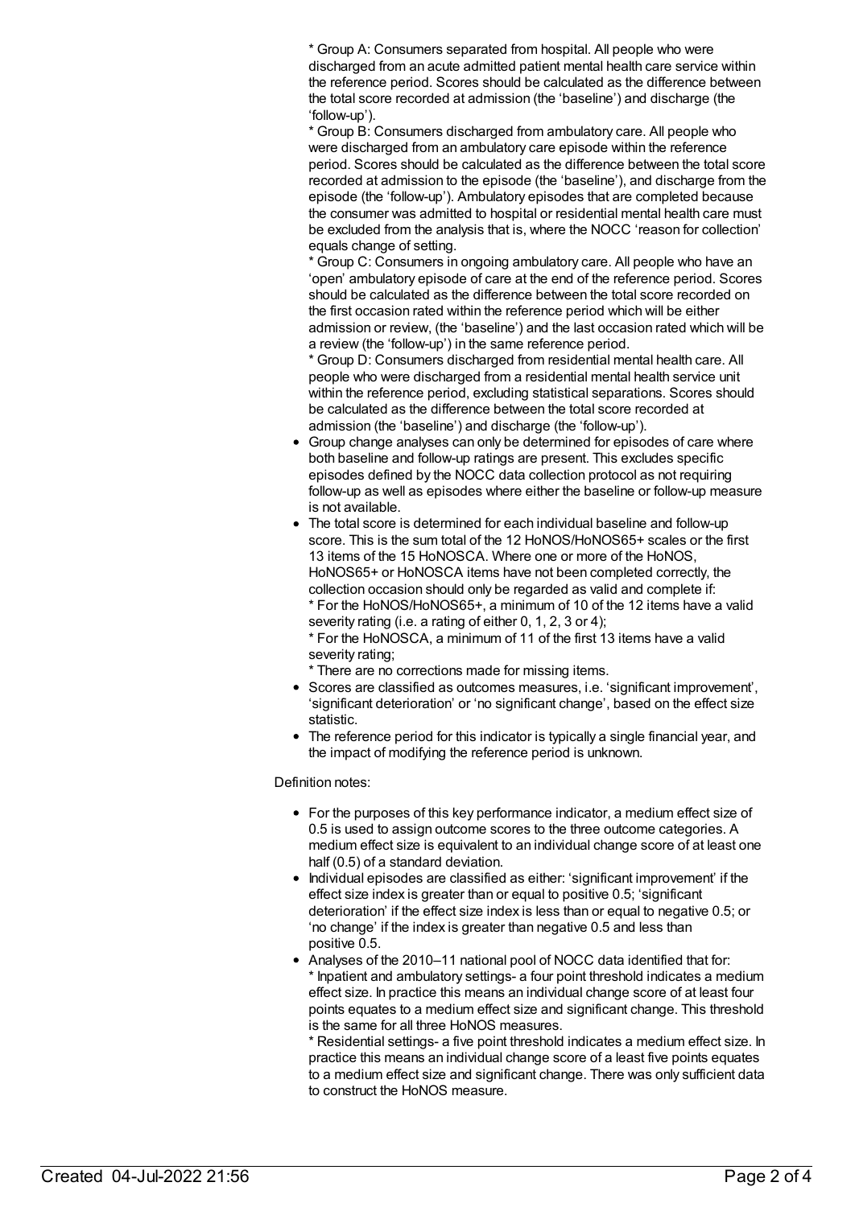* Group A: Consumers separated from hospital. All people who were discharged from an acute admitted patient mental health care service within the reference period. Scores should be calculated as the difference between the total score recorded at admission (the 'baseline') and discharge (the 'follow-up').
  * Group B: Consumers discharged from ambulatory care. All people who were discharged from an ambulatory care episode within the reference period. Scores should be calculated as the difference between the total score recorded at admission to the episode (the 'baseline'), and discharge from the episode (the 'follow-up'). Ambulatory episodes that are completed because the consumer was admitted to hospital or residential mental health care must be excluded from the analysis that is, where the NOCC 'reason for collection' equals change of setting.
  * Group C: Consumers in ongoing ambulatory care. All people who have an 'open' ambulatory episode of care at the end of the reference period. Scores should be calculated as the difference between the total score recorded on the first occasion rated within the reference period which will be either admission or review, (the 'baseline') and the last occasion rated which will be a review (the 'follow-up') in the same reference period.
  * Group D: Consumers discharged from residential mental health care. All people who were discharged from a residential mental health service unit within the reference period, excluding statistical separations. Scores should be calculated as the difference between the total score recorded at admission (the 'baseline') and discharge (the 'follow-up').
- Group change analyses can only be determined for episodes of care where both baseline and follow-up ratings are present. This excludes specific episodes defined by the NOCC data collection protocol as not requiring follow-up as well as episodes where either the baseline or follow-up measure is not available.
- The total score is determined for each individual baseline and follow-up score. This is the sum total of the 12 HoNOS/HoNOS65+ scales or the first 13 items of the 15 HoNOSCA. Where one or more of the HoNOS, HoNOS65+ or HoNOSCA items have not been completed correctly, the collection occasion should only be regarded as valid and complete if:
  * For the HoNOS/HoNOS65+, a minimum of 10 of the 12 items have a valid severity rating (i.e. a rating of either 0, 1, 2, 3 or 4);
  * For the HoNOSCA, a minimum of 11 of the first 13 items have a valid severity rating;
  * There are no corrections made for missing items.
- Scores are classified as outcomes measures, i.e. 'significant improvement', 'significant deterioration' or 'no significant change', based on the effect size statistic.
- The reference period for this indicator is typically a single financial year, and the impact of modifying the reference period is unknown.

Definition notes:

- For the purposes of this key performance indicator, a medium effect size of 0.5 is used to assign outcome scores to the three outcome categories. A medium effect size is equivalent to an individual change score of at least one half (0.5) of a standard deviation.
- Individual episodes are classified as either: 'significant improvement' if the effect size index is greater than or equal to positive 0.5; 'significant deterioration' if the effect size index is less than or equal to negative 0.5; or 'no change' if the index is greater than negative 0.5 and less than positive 0.5.
- Analyses of the 2010–11 national pool of NOCC data identified that for:
  * Inpatient and ambulatory settings- a four point threshold indicates a medium effect size. In practice this means an individual change score of at least four points equates to a medium effect size and significant change. This threshold is the same for all three HoNOS measures.
  * Residential settings- a five point threshold indicates a medium effect size. In practice this means an individual change score of a least five points equates to a medium effect size and significant change. There was only sufficient data to construct the HoNOS measure.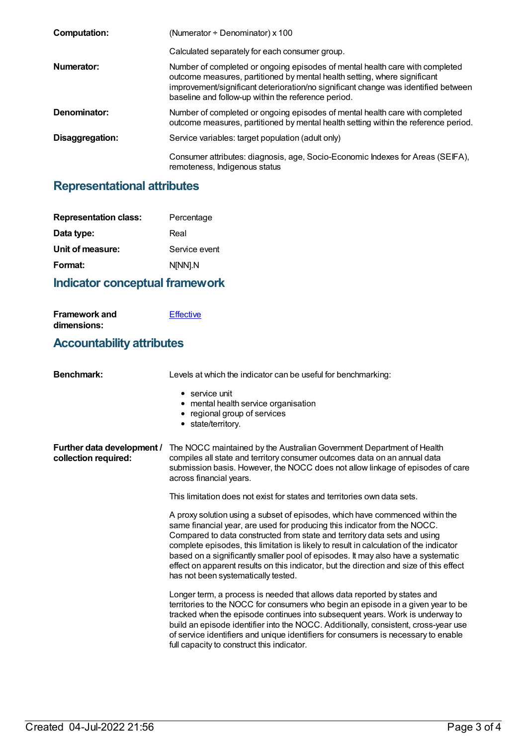**Computation:** (Numerator ÷ Denominator) x 100

Calculated separately for each consumer group.

**Numerator:** Number of completed or ongoing episodes of mental health care with completed outcome measures, partitioned by mental health setting, where significant improvement/significant deterioration/no significant change was identified between baseline and follow-up within the reference period.

**Denominator:** Number of completed or ongoing episodes of mental health care with completed outcome measures, partitioned by mental health setting within the reference period.

**Disaggregation:** Service variables: target population (adult only)

Consumer attributes: diagnosis, age, Socio-Economic Indexes for Areas (SEIFA), remoteness, Indigenous status

## Representational attributes

**Representation class:** Percentage

**Data type:** Real

**Unit of measure:** Service event

**Format:** N[NN].N

## Indicator conceptual framework

**Framework and dimensions:** Effective

## Accountability attributes

**Benchmark:** Levels at which the indicator can be useful for benchmarking:

- service unit
- mental health service organisation
- regional group of services
- state/territory.

**Further data development / collection required:** The NOCC maintained by the Australian Government Department of Health compiles all state and territory consumer outcomes data on an annual data submission basis. However, the NOCC does not allow linkage of episodes of care across financial years.

This limitation does not exist for states and territories own data sets.

A proxy solution using a subset of episodes, which have commenced within the same financial year, are used for producing this indicator from the NOCC. Compared to data constructed from state and territory data sets and using complete episodes, this limitation is likely to result in calculation of the indicator based on a significantly smaller pool of episodes. It may also have a systematic effect on apparent results on this indicator, but the direction and size of this effect has not been systematically tested.

Longer term, a process is needed that allows data reported by states and territories to the NOCC for consumers who begin an episode in a given year to be tracked when the episode continues into subsequent years. Work is underway to build an episode identifier into the NOCC. Additionally, consistent, cross-year use of service identifiers and unique identifiers for consumers is necessary to enable full capacity to construct this indicator.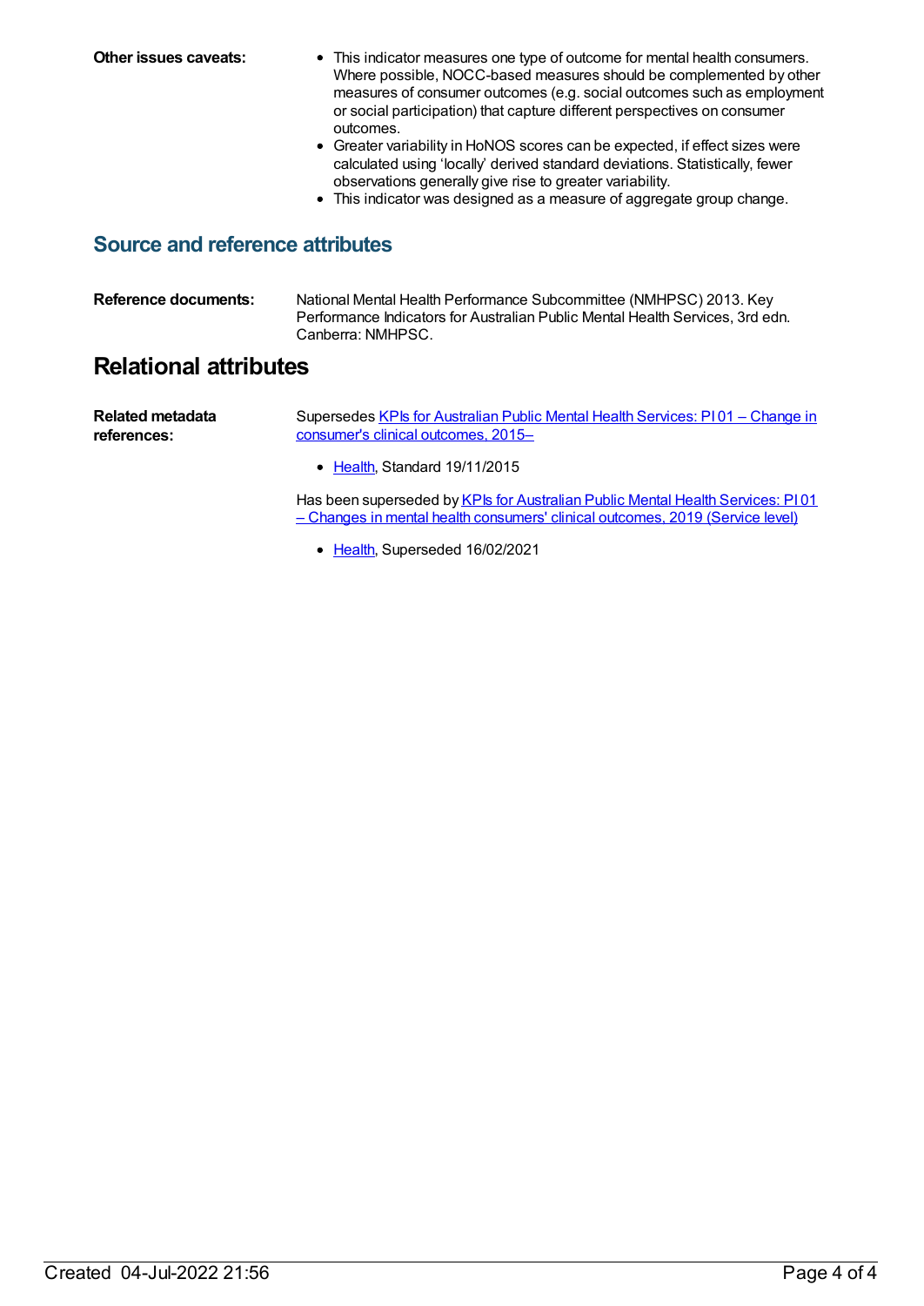**Other issues caveats:**

- This indicator measures one type of outcome for mental health consumers. Where possible, NOCC-based measures should be complemented by other measures of consumer outcomes (e.g. social outcomes such as employment or social participation) that capture different perspectives on consumer outcomes.
- Greater variability in HoNOS scores can be expected, if effect sizes were calculated using 'locally' derived standard deviations. Statistically, fewer observations generally give rise to greater variability.
- This indicator was designed as a measure of aggregate group change.

## Source and reference attributes

**Reference documents:** National Mental Health Performance Subcommittee (NMHPSC) 2013. Key Performance Indicators for Australian Public Mental Health Services, 3rd edn. Canberra: NMHPSC.

# Relational attributes

**Related metadata references:**

Supersedes KPIs for Australian Public Mental Health Services: PI 01 – Change in consumer's clinical outcomes, 2015–

- Health, Standard 19/11/2015

Has been superseded by KPIs for Australian Public Mental Health Services: PI 01 – Changes in mental health consumers' clinical outcomes, 2019 (Service level)

- Health, Superseded 16/02/2021